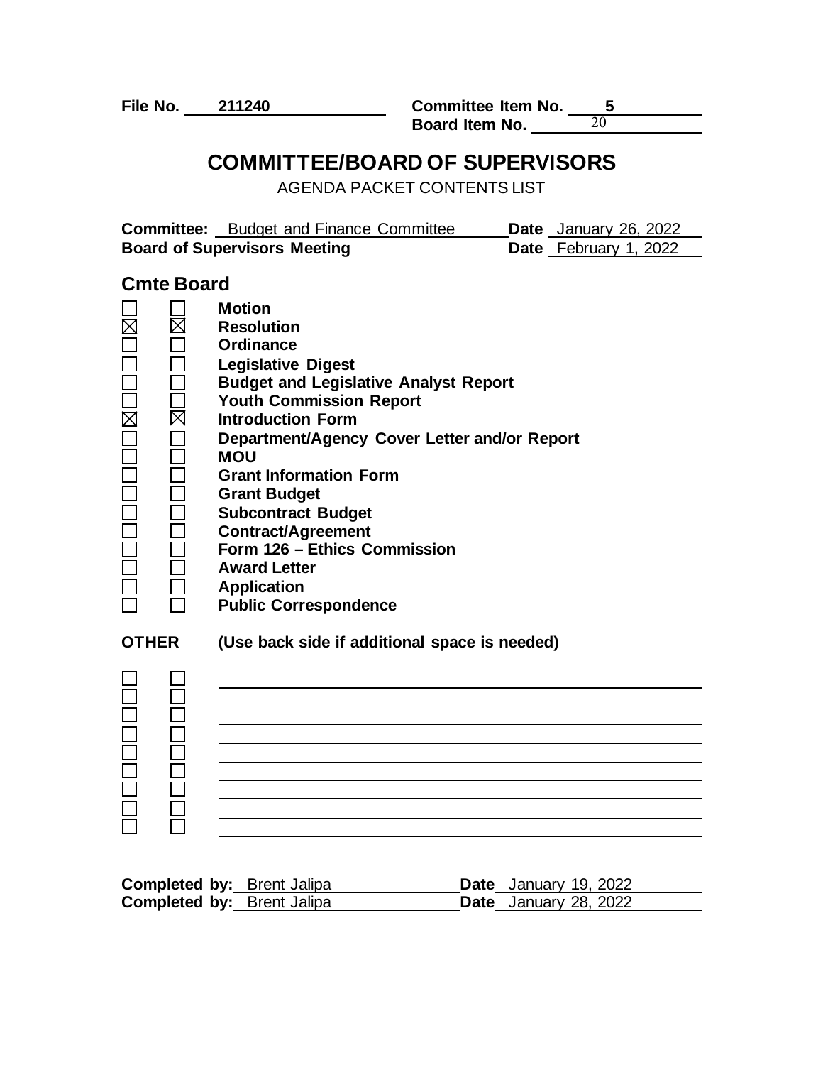**File No.** 211240 **Committee Item No.** 5
**Board Item No.** 20

# COMMITTEE/BOARD OF SUPERVISORS

AGENDA PACKET CONTENTS LIST

**Committee:** Budget and Finance Committee **Date** January 26, 2022
**Board of Supervisors Meeting** **Date** February 1, 2022

## Cmte Board

| Cmte | Board | |
|---|---|---|
| ☐ | ☐ | **Motion** |
| ☒ | ☒ | **Resolution** |
| ☐ | ☐ | **Ordinance** |
| ☐ | ☐ | **Legislative Digest** |
| ☐ | ☐ | **Budget and Legislative Analyst Report** |
| ☐ | ☐ | **Youth Commission Report** |
| ☒ | ☒ | **Introduction Form** |
| ☐ | ☐ | **Department/Agency Cover Letter and/or Report** |
| ☐ | ☐ | **MOU** |
| ☐ | ☐ | **Grant Information Form** |
| ☐ | ☐ | **Grant Budget** |
| ☐ | ☐ | **Subcontract Budget** |
| ☐ | ☐ | **Contract/Agreement** |
| ☐ | ☐ | **Form 126 – Ethics Commission** |
| ☐ | ☐ | **Award Letter** |
| ☐ | ☐ | **Application** |
| ☐ | ☐ | **Public Correspondence** |

**OTHER** **(Use back side if additional space is needed)**

| Cmte | Board | |
|---|---|---|
| ☐ | ☐ | |
| ☐ | ☐ | |
| ☐ | ☐ | |
| ☐ | ☐ | |
| ☐ | ☐ | |
| ☐ | ☐ | |
| ☐ | ☐ | |
| ☐ | ☐ | |
| ☐ | ☐ | |

**Completed by:** Brent Jalipa **Date** January 19, 2022
**Completed by:** Brent Jalipa **Date** January 28, 2022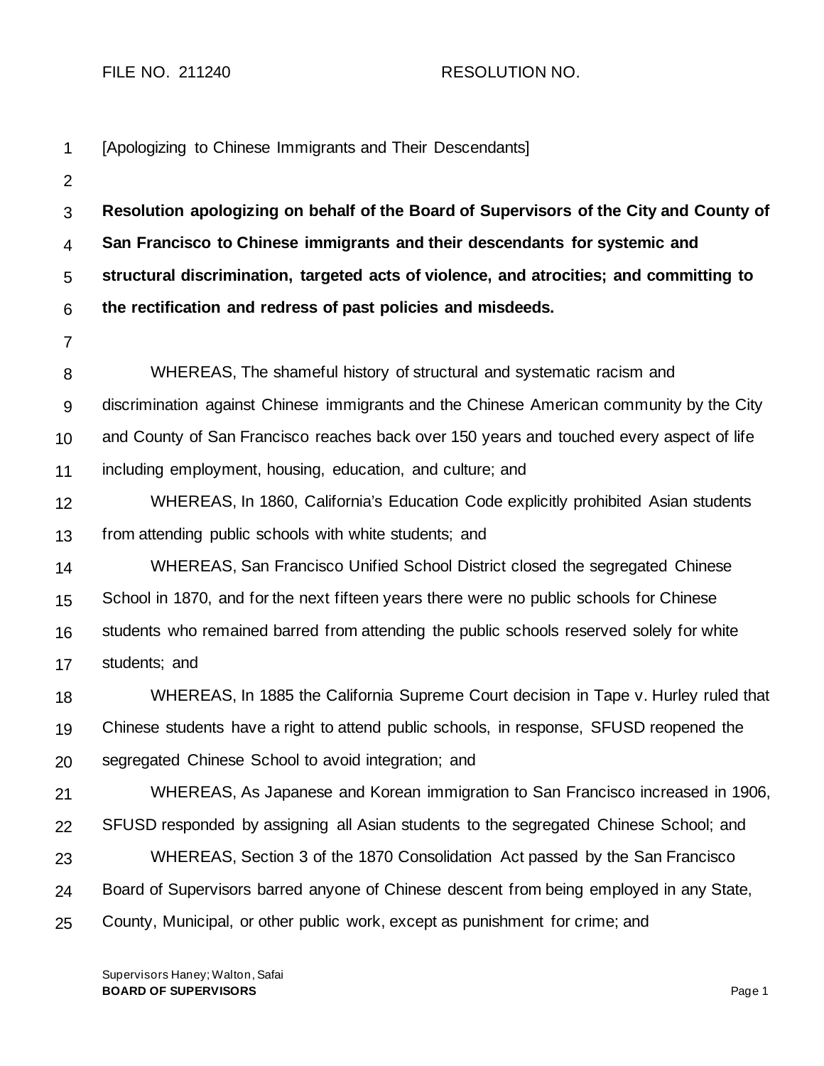FILE NO. 211240 RESOLUTION NO.

[Apologizing to Chinese Immigrants and Their Descendants]

**Resolution apologizing on behalf of the Board of Supervisors of the City and County of San Francisco to Chinese immigrants and their descendants for systemic and structural discrimination, targeted acts of violence, and atrocities; and committing to the rectification and redress of past policies and misdeeds.**

WHEREAS, The shameful history of structural and systematic racism and discrimination against Chinese immigrants and the Chinese American community by the City and County of San Francisco reaches back over 150 years and touched every aspect of life including employment, housing, education, and culture; and

WHEREAS, In 1860, California's Education Code explicitly prohibited Asian students from attending public schools with white students; and

WHEREAS, San Francisco Unified School District closed the segregated Chinese School in 1870, and for the next fifteen years there were no public schools for Chinese students who remained barred from attending the public schools reserved solely for white students; and

WHEREAS, In 1885 the California Supreme Court decision in Tape v. Hurley ruled that Chinese students have a right to attend public schools, in response, SFUSD reopened the segregated Chinese School to avoid integration; and

WHEREAS, As Japanese and Korean immigration to San Francisco increased in 1906, SFUSD responded by assigning all Asian students to the segregated Chinese School; and

WHEREAS, Section 3 of the 1870 Consolidation Act passed by the San Francisco Board of Supervisors barred anyone of Chinese descent from being employed in any State, County, Municipal, or other public work, except as punishment for crime; and

Supervisors Haney; Walton, Safai
**BOARD OF SUPERVISORS**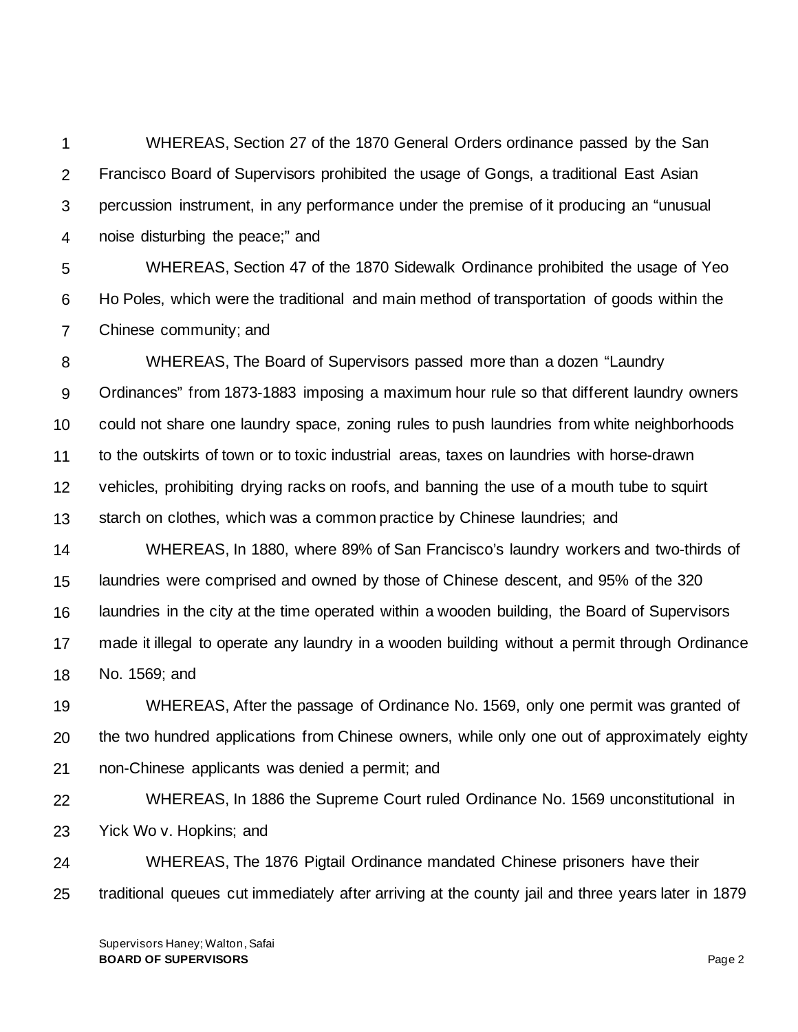WHEREAS, Section 27 of the 1870 General Orders ordinance passed by the San Francisco Board of Supervisors prohibited the usage of Gongs, a traditional East Asian percussion instrument, in any performance under the premise of it producing an “unusual noise disturbing the peace;” and

WHEREAS, Section 47 of the 1870 Sidewalk Ordinance prohibited the usage of Yeo Ho Poles, which were the traditional and main method of transportation of goods within the Chinese community; and

WHEREAS, The Board of Supervisors passed more than a dozen “Laundry Ordinances” from 1873-1883 imposing a maximum hour rule so that different laundry owners could not share one laundry space, zoning rules to push laundries from white neighborhoods to the outskirts of town or to toxic industrial areas, taxes on laundries with horse-drawn vehicles, prohibiting drying racks on roofs, and banning the use of a mouth tube to squirt starch on clothes, which was a common practice by Chinese laundries; and

WHEREAS, In 1880, where 89% of San Francisco’s laundry workers and two-thirds of laundries were comprised and owned by those of Chinese descent, and 95% of the 320 laundries in the city at the time operated within a wooden building, the Board of Supervisors made it illegal to operate any laundry in a wooden building without a permit through Ordinance No. 1569; and

WHEREAS, After the passage of Ordinance No. 1569, only one permit was granted of the two hundred applications from Chinese owners, while only one out of approximately eighty non-Chinese applicants was denied a permit; and

WHEREAS, In 1886 the Supreme Court ruled Ordinance No. 1569 unconstitutional in Yick Wo v. Hopkins; and

WHEREAS, The 1876 Pigtail Ordinance mandated Chinese prisoners have their traditional queues cut immediately after arriving at the county jail and three years later in 1879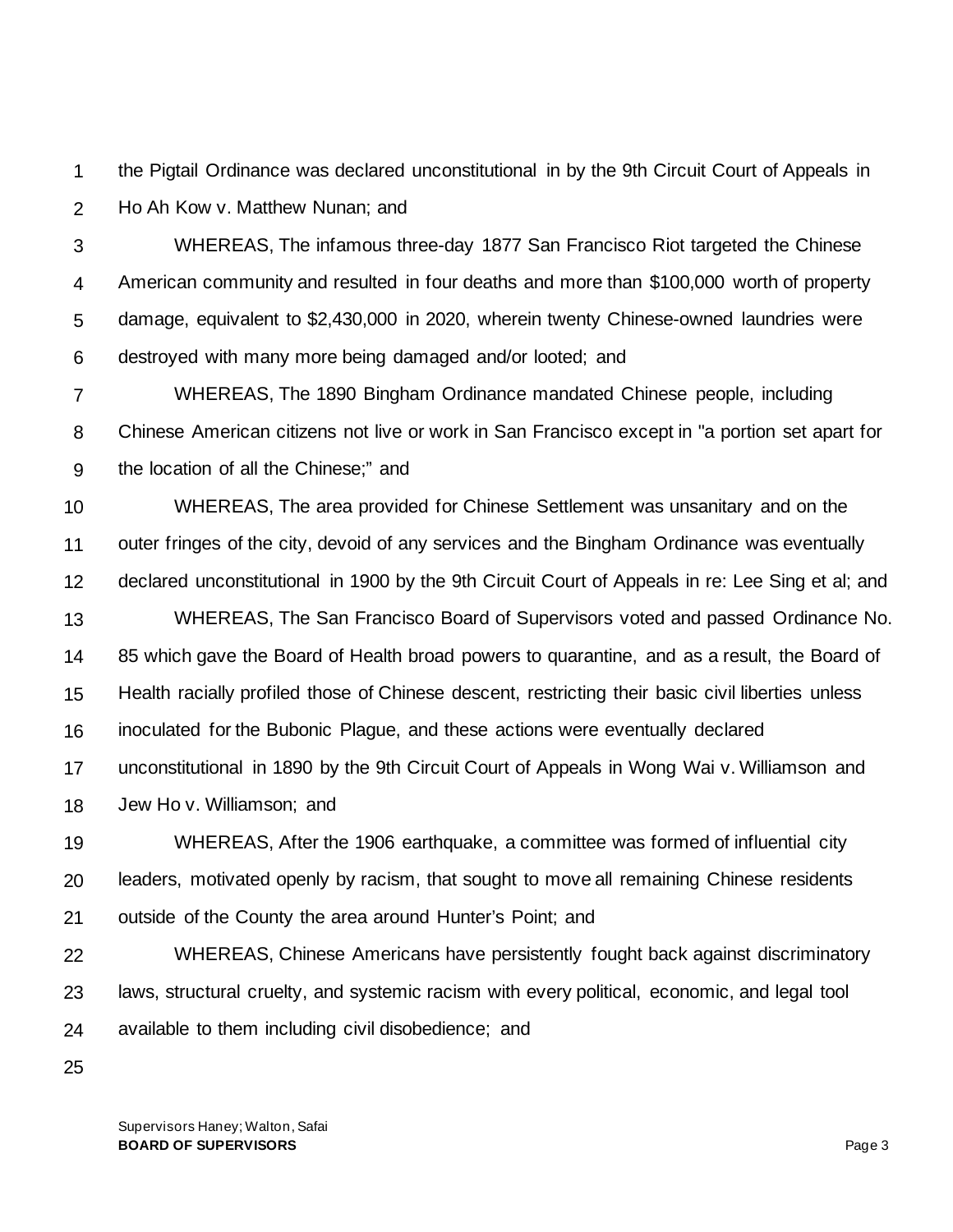the Pigtail Ordinance was declared unconstitutional in by the 9th Circuit Court of Appeals in Ho Ah Kow v. Matthew Nunan; and

WHEREAS, The infamous three-day 1877 San Francisco Riot targeted the Chinese American community and resulted in four deaths and more than $100,000 worth of property damage, equivalent to $2,430,000 in 2020, wherein twenty Chinese-owned laundries were destroyed with many more being damaged and/or looted; and

WHEREAS, The 1890 Bingham Ordinance mandated Chinese people, including Chinese American citizens not live or work in San Francisco except in "a portion set apart for the location of all the Chinese;" and

WHEREAS, The area provided for Chinese Settlement was unsanitary and on the outer fringes of the city, devoid of any services and the Bingham Ordinance was eventually declared unconstitutional in 1900 by the 9th Circuit Court of Appeals in re: Lee Sing et al; and

WHEREAS, The San Francisco Board of Supervisors voted and passed Ordinance No. 85 which gave the Board of Health broad powers to quarantine, and as a result, the Board of Health racially profiled those of Chinese descent, restricting their basic civil liberties unless inoculated for the Bubonic Plague, and these actions were eventually declared unconstitutional in 1890 by the 9th Circuit Court of Appeals in Wong Wai v. Williamson and Jew Ho v. Williamson; and

WHEREAS, After the 1906 earthquake, a committee was formed of influential city leaders, motivated openly by racism, that sought to move all remaining Chinese residents outside of the County the area around Hunter's Point; and

WHEREAS, Chinese Americans have persistently fought back against discriminatory laws, structural cruelty, and systemic racism with every political, economic, and legal tool available to them including civil disobedience; and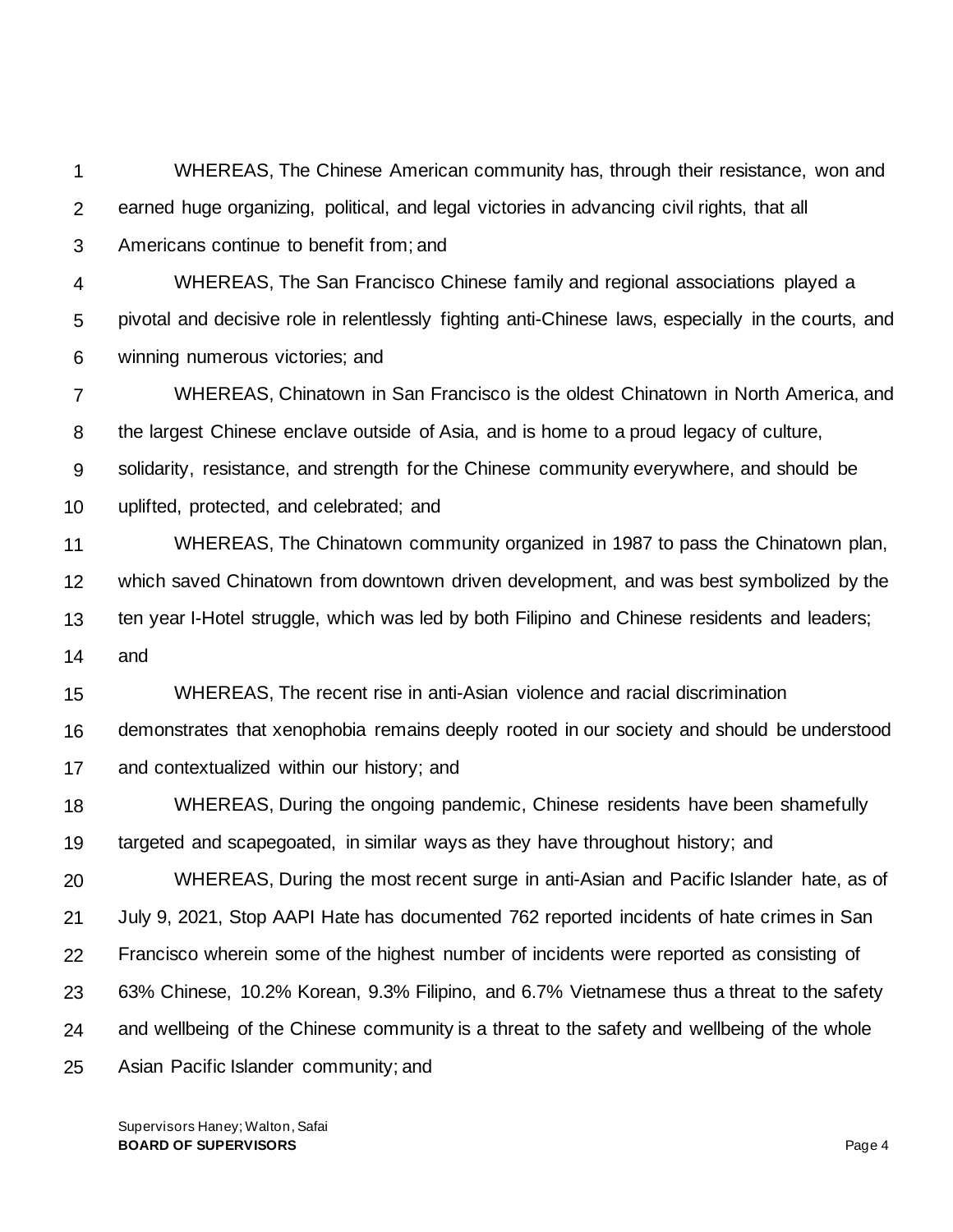WHEREAS, The Chinese American community has, through their resistance, won and earned huge organizing, political, and legal victories in advancing civil rights, that all Americans continue to benefit from; and

WHEREAS, The San Francisco Chinese family and regional associations played a pivotal and decisive role in relentlessly fighting anti-Chinese laws, especially in the courts, and winning numerous victories; and

WHEREAS, Chinatown in San Francisco is the oldest Chinatown in North America, and the largest Chinese enclave outside of Asia, and is home to a proud legacy of culture, solidarity, resistance, and strength for the Chinese community everywhere, and should be uplifted, protected, and celebrated; and

WHEREAS, The Chinatown community organized in 1987 to pass the Chinatown plan, which saved Chinatown from downtown driven development, and was best symbolized by the ten year I-Hotel struggle, which was led by both Filipino and Chinese residents and leaders; and

WHEREAS, The recent rise in anti-Asian violence and racial discrimination demonstrates that xenophobia remains deeply rooted in our society and should be understood and contextualized within our history; and

WHEREAS, During the ongoing pandemic, Chinese residents have been shamefully targeted and scapegoated, in similar ways as they have throughout history; and

WHEREAS, During the most recent surge in anti-Asian and Pacific Islander hate, as of July 9, 2021, Stop AAPI Hate has documented 762 reported incidents of hate crimes in San Francisco wherein some of the highest number of incidents were reported as consisting of 63% Chinese, 10.2% Korean, 9.3% Filipino, and 6.7% Vietnamese thus a threat to the safety and wellbeing of the Chinese community is a threat to the safety and wellbeing of the whole Asian Pacific Islander community; and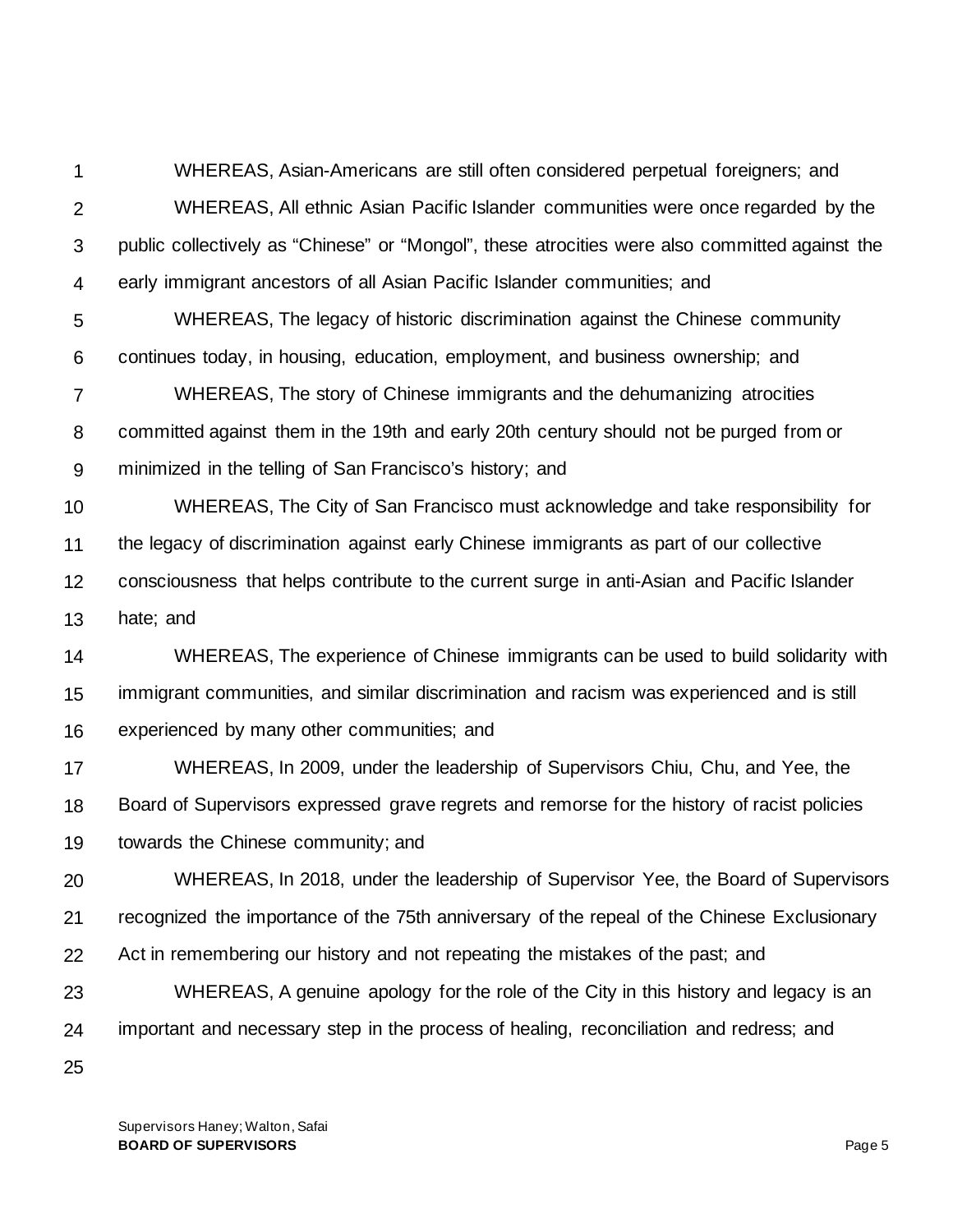WHEREAS, Asian-Americans are still often considered perpetual foreigners; and

WHEREAS, All ethnic Asian Pacific Islander communities were once regarded by the public collectively as “Chinese” or “Mongol”, these atrocities were also committed against the early immigrant ancestors of all Asian Pacific Islander communities; and

WHEREAS, The legacy of historic discrimination against the Chinese community continues today, in housing, education, employment, and business ownership; and

WHEREAS, The story of Chinese immigrants and the dehumanizing atrocities committed against them in the 19th and early 20th century should not be purged from or minimized in the telling of San Francisco’s history; and

WHEREAS, The City of San Francisco must acknowledge and take responsibility for the legacy of discrimination against early Chinese immigrants as part of our collective consciousness that helps contribute to the current surge in anti-Asian and Pacific Islander hate; and

WHEREAS, The experience of Chinese immigrants can be used to build solidarity with immigrant communities, and similar discrimination and racism was experienced and is still experienced by many other communities; and

WHEREAS, In 2009, under the leadership of Supervisors Chiu, Chu, and Yee, the Board of Supervisors expressed grave regrets and remorse for the history of racist policies towards the Chinese community; and

WHEREAS, In 2018, under the leadership of Supervisor Yee, the Board of Supervisors recognized the importance of the 75th anniversary of the repeal of the Chinese Exclusionary Act in remembering our history and not repeating the mistakes of the past; and

WHEREAS, A genuine apology for the role of the City in this history and legacy is an important and necessary step in the process of healing, reconciliation and redress; and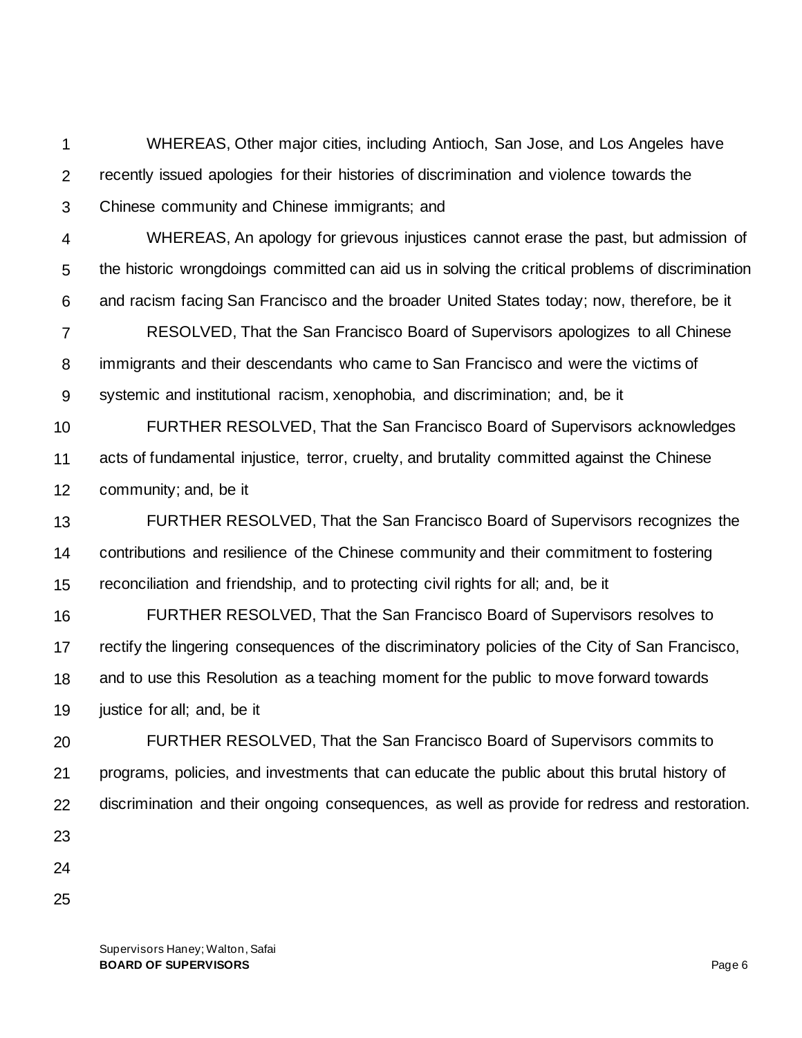WHEREAS, Other major cities, including Antioch, San Jose, and Los Angeles have recently issued apologies for their histories of discrimination and violence towards the Chinese community and Chinese immigrants; and

WHEREAS, An apology for grievous injustices cannot erase the past, but admission of the historic wrongdoings committed can aid us in solving the critical problems of discrimination and racism facing San Francisco and the broader United States today; now, therefore, be it

RESOLVED, That the San Francisco Board of Supervisors apologizes to all Chinese immigrants and their descendants who came to San Francisco and were the victims of systemic and institutional racism, xenophobia, and discrimination; and, be it

FURTHER RESOLVED, That the San Francisco Board of Supervisors acknowledges acts of fundamental injustice, terror, cruelty, and brutality committed against the Chinese community; and, be it

FURTHER RESOLVED, That the San Francisco Board of Supervisors recognizes the contributions and resilience of the Chinese community and their commitment to fostering reconciliation and friendship, and to protecting civil rights for all; and, be it

FURTHER RESOLVED, That the San Francisco Board of Supervisors resolves to rectify the lingering consequences of the discriminatory policies of the City of San Francisco, and to use this Resolution as a teaching moment for the public to move forward towards justice for all; and, be it

FURTHER RESOLVED, That the San Francisco Board of Supervisors commits to programs, policies, and investments that can educate the public about this brutal history of discrimination and their ongoing consequences, as well as provide for redress and restoration.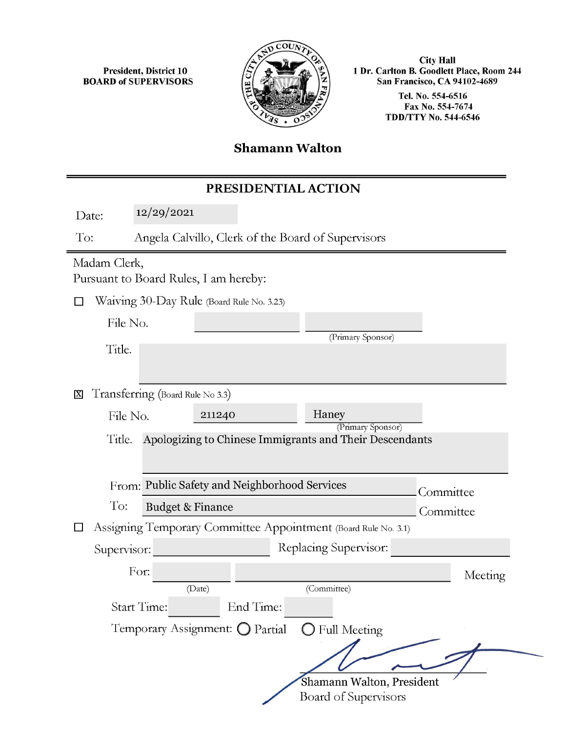President, District 10
BOARD of SUPERVISORS

City Hall
1 Dr. Carlton B. Goodlett Place, Room 244
San Francisco, CA 94102-4689

Tel. No. 554-6516
Fax No. 554-7674
TDD/TTY No. 544-6546

**Shamann Walton**

## PRESIDENTIAL ACTION

Date: 12/29/2021

To: Angela Calvillo, Clerk of the Board of Supervisors

Madam Clerk,
Pursuant to Board Rules, I am hereby:

☐ Waiving 30-Day Rule (Board Rule No. 3.23)

File No. ____________ ____________ (Primary Sponsor)

Title. ____________

☒ Transferring (Board Rule No 3.3)

File No. 211240 Haney (Primary Sponsor)

Title. Apologizing to Chinese Immigrants and Their Descendants

From: Public Safety and Neighborhood Services Committee

To: Budget & Finance Committee

☐ Assigning Temporary Committee Appointment (Board Rule No. 3.1)

Supervisor: ____________ Replacing Supervisor: ____________

For: ____________ (Date) ____________ (Committee) Meeting

Start Time: ________ End Time: ________

Temporary Assignment: ○ Partial ○ Full Meeting

Shamann Walton, President
Board of Supervisors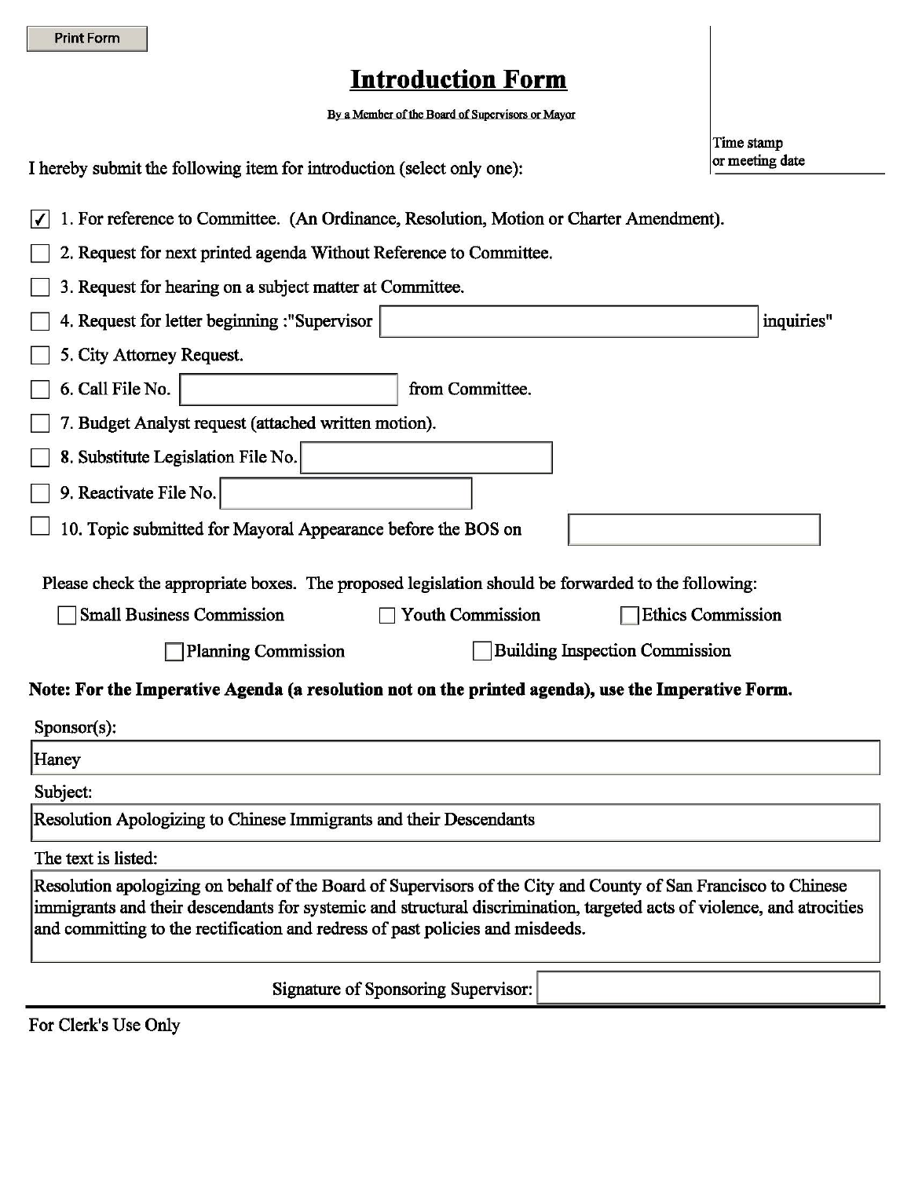Print Form

# Introduction Form

By a Member of the Board of Supervisors or Mayor

Time stamp or meeting date

I hereby submit the following item for introduction (select only one):

- [x] 1. For reference to Committee. (An Ordinance, Resolution, Motion or Charter Amendment).
- [ ] 2. Request for next printed agenda Without Reference to Committee.
- [ ] 3. Request for hearing on a subject matter at Committee.
- [ ] 4. Request for letter beginning :"Supervisor ______ inquiries"
- [ ] 5. City Attorney Request.
- [ ] 6. Call File No. ______ from Committee.
- [ ] 7. Budget Analyst request (attached written motion).
- [ ] 8. Substitute Legislation File No. ______
- [ ] 9. Reactivate File No. ______
- [ ] 10. Topic submitted for Mayoral Appearance before the BOS on ______

Please check the appropriate boxes. The proposed legislation should be forwarded to the following:

- [ ] Small Business Commission
- [ ] Youth Commission
- [ ] Ethics Commission
- [ ] Planning Commission
- [ ] Building Inspection Commission

**Note: For the Imperative Agenda (a resolution not on the printed agenda), use the Imperative Form.**

Sponsor(s):

Haney

Subject:

Resolution Apologizing to Chinese Immigrants and their Descendants

The text is listed:

Resolution apologizing on behalf of the Board of Supervisors of the City and County of San Francisco to Chinese immigrants and their descendants for systemic and structural discrimination, targeted acts of violence, and atrocities and committing to the rectification and redress of past policies and misdeeds.

Signature of Sponsoring Supervisor: ______

For Clerk's Use Only